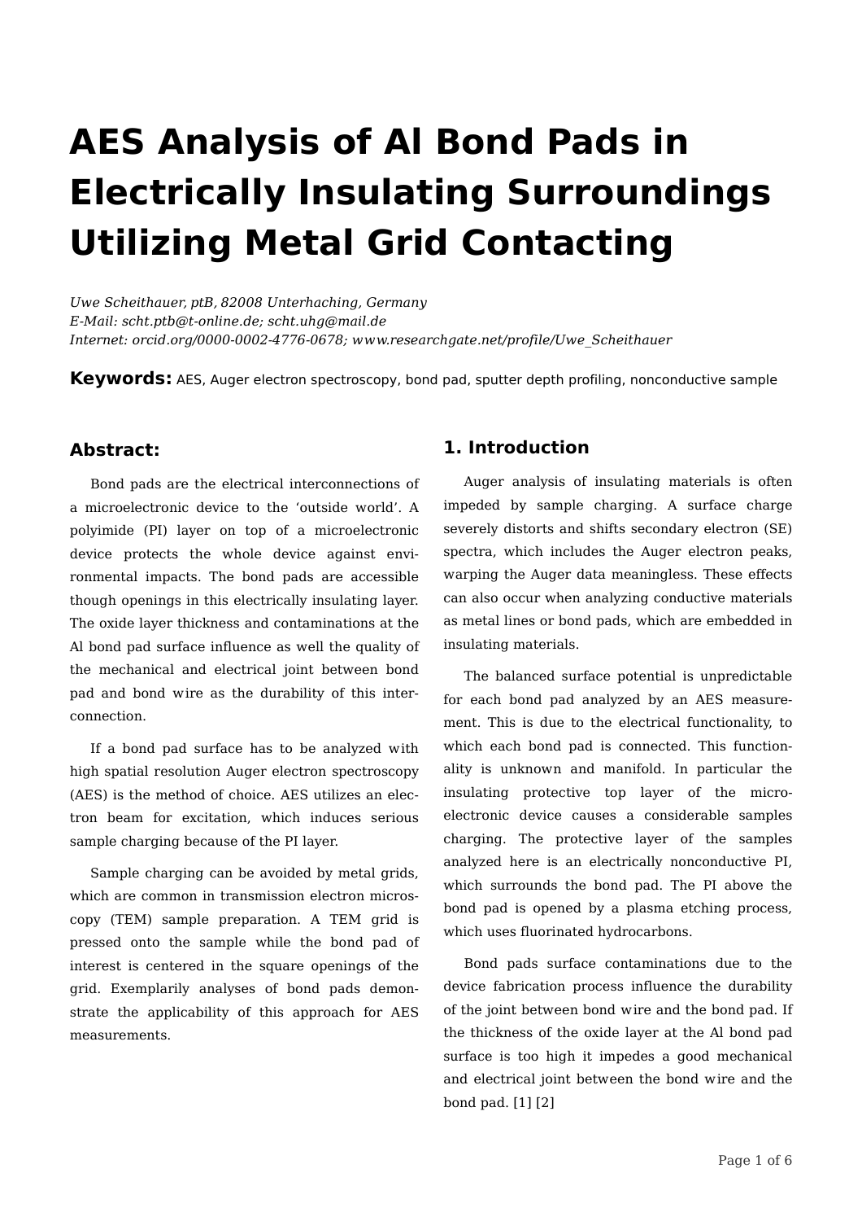# AES Analysis of Al Bond Pads in Electrically Insulating Surroundings Utilizing Metal Grid Contacting

*Uwe Scheithauer, ptB, 82008 Unterhaching, Germany*
*E-Mail: scht.ptb@t-online.de; scht.uhg@mail.de*
*Internet: orcid.org/0000-0002-4776-0678; www.researchgate.net/profile/Uwe_Scheithauer*

**Keywords:** AES, Auger electron spectroscopy, bond pad, sputter depth profiling, nonconductive sample

## Abstract:

Bond pads are the electrical interconnections of a microelectronic device to the 'outside world'. A polyimide (PI) layer on top of a microelectronic device protects the whole device against environmental impacts. The bond pads are accessible though openings in this electrically insulating layer. The oxide layer thickness and contaminations at the Al bond pad surface influence as well the quality of the mechanical and electrical joint between bond pad and bond wire as the durability of this interconnection.

If a bond pad surface has to be analyzed with high spatial resolution Auger electron spectroscopy (AES) is the method of choice. AES utilizes an electron beam for excitation, which induces serious sample charging because of the PI layer.

Sample charging can be avoided by metal grids, which are common in transmission electron microscopy (TEM) sample preparation. A TEM grid is pressed onto the sample while the bond pad of interest is centered in the square openings of the grid. Exemplarily analyses of bond pads demonstrate the applicability of this approach for AES measurements.

## 1. Introduction

Auger analysis of insulating materials is often impeded by sample charging. A surface charge severely distorts and shifts secondary electron (SE) spectra, which includes the Auger electron peaks, warping the Auger data meaningless. These effects can also occur when analyzing conductive materials as metal lines or bond pads, which are embedded in insulating materials.

The balanced surface potential is unpredictable for each bond pad analyzed by an AES measurement. This is due to the electrical functionality, to which each bond pad is connected. This functionality is unknown and manifold. In particular the insulating protective top layer of the microelectronic device causes a considerable samples charging. The protective layer of the samples analyzed here is an electrically nonconductive PI, which surrounds the bond pad. The PI above the bond pad is opened by a plasma etching process, which uses fluorinated hydrocarbons.

Bond pads surface contaminations due to the device fabrication process influence the durability of the joint between bond wire and the bond pad. If the thickness of the oxide layer at the Al bond pad surface is too high it impedes a good mechanical and electrical joint between the bond wire and the bond pad. [1] [2]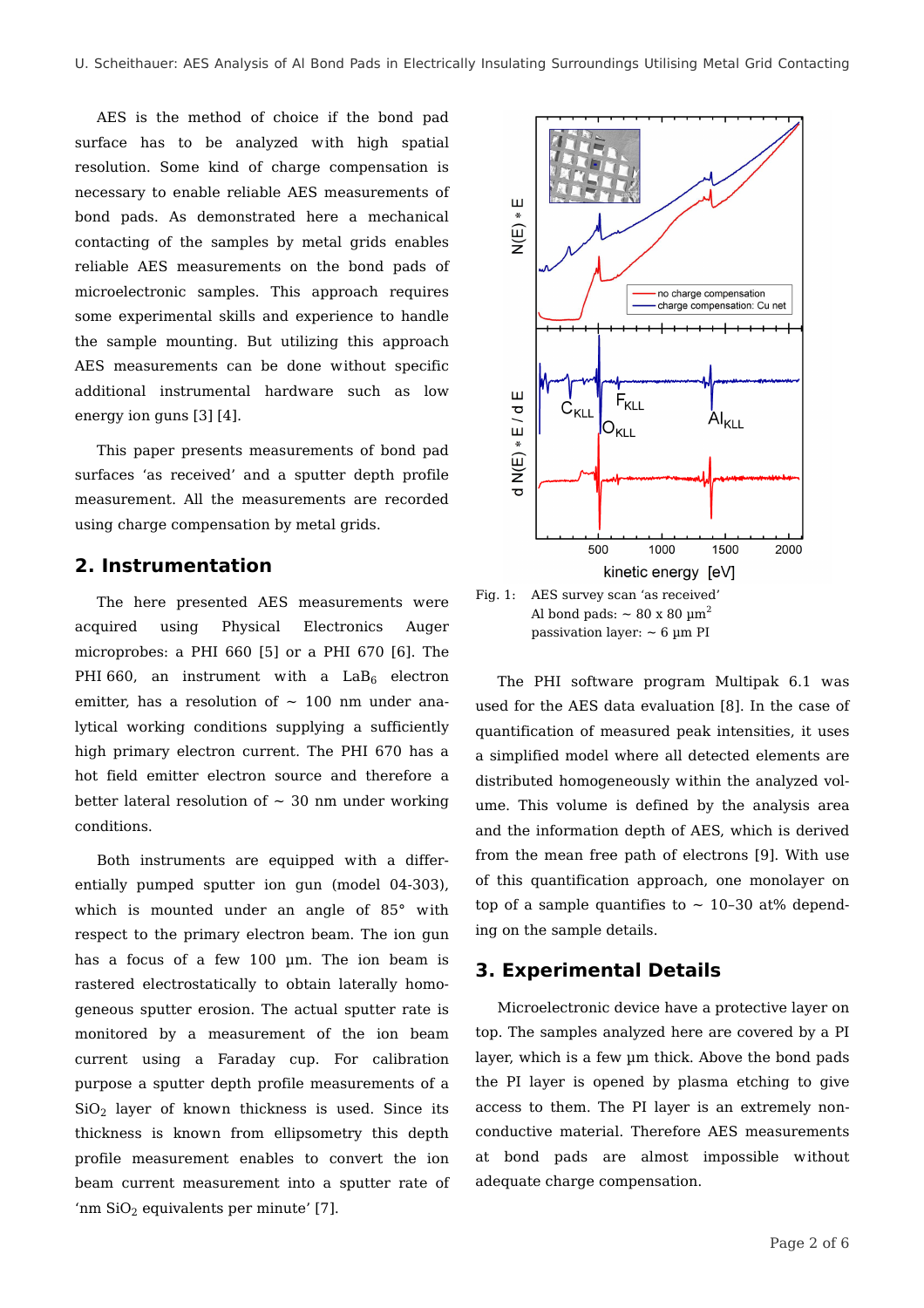AES is the method of choice if the bond pad surface has to be analyzed with high spatial resolution. Some kind of charge compensation is necessary to enable reliable AES measurements of bond pads. As demonstrated here a mechanical contacting of the samples by metal grids enables reliable AES measurements on the bond pads of microelectronic samples. This approach requires some experimental skills and experience to handle the sample mounting. But utilizing this approach AES measurements can be done without specific additional instrumental hardware such as low energy ion guns [3] [4].

This paper presents measurements of bond pad surfaces 'as received' and a sputter depth profile measurement. All the measurements are recorded using charge compensation by metal grids.

## 2. Instrumentation

The here presented AES measurements were acquired using Physical Electronics Auger microprobes: a PHI 660 [5] or a PHI 670 [6]. The PHI 660, an instrument with a $LaB_6$ electron emitter, has a resolution of ~ 100 nm under analytical working conditions supplying a sufficiently high primary electron current. The PHI 670 has a hot field emitter electron source and therefore a better lateral resolution of ~ 30 nm under working conditions.

Both instruments are equipped with a differentially pumped sputter ion gun (model 04-303), which is mounted under an angle of 85° with respect to the primary electron beam. The ion gun has a focus of a few 100 µm. The ion beam is rastered electrostatically to obtain laterally homogeneous sputter erosion. The actual sputter rate is monitored by a measurement of the ion beam current using a Faraday cup. For calibration purpose a sputter depth profile measurements of a $SiO_2$ layer of known thickness is used. Since its thickness is known from ellipsometry this depth profile measurement enables to convert the ion beam current measurement into a sputter rate of 'nm $SiO_2$ equivalents per minute' [7].

N(E) * E

d N(E) * E / d E

no charge compensation
charge compensation: Cu net

$C_{KLL}$
$F_{KLL}$
$O_{KLL}$
$Al_{KLL}$

500 1000 1500 2000

kinetic energy [eV]

Fig. 1: AES survey scan 'as received'
Al bond pads: ~ 80 x 80 µm$^2$
passivation layer: ~ 6 µm PI

The PHI software program Multipak 6.1 was used for the AES data evaluation [8]. In the case of quantification of measured peak intensities, it uses a simplified model where all detected elements are distributed homogeneously within the analyzed volume. This volume is defined by the analysis area and the information depth of AES, which is derived from the mean free path of electrons [9]. With use of this quantification approach, one monolayer on top of a sample quantifies to ~ 10–30 at% depending on the sample details.

## 3. Experimental Details

Microelectronic device have a protective layer on top. The samples analyzed here are covered by a PI layer, which is a few µm thick. Above the bond pads the PI layer is opened by plasma etching to give access to them. The PI layer is an extremely nonconductive material. Therefore AES measurements at bond pads are almost impossible without adequate charge compensation.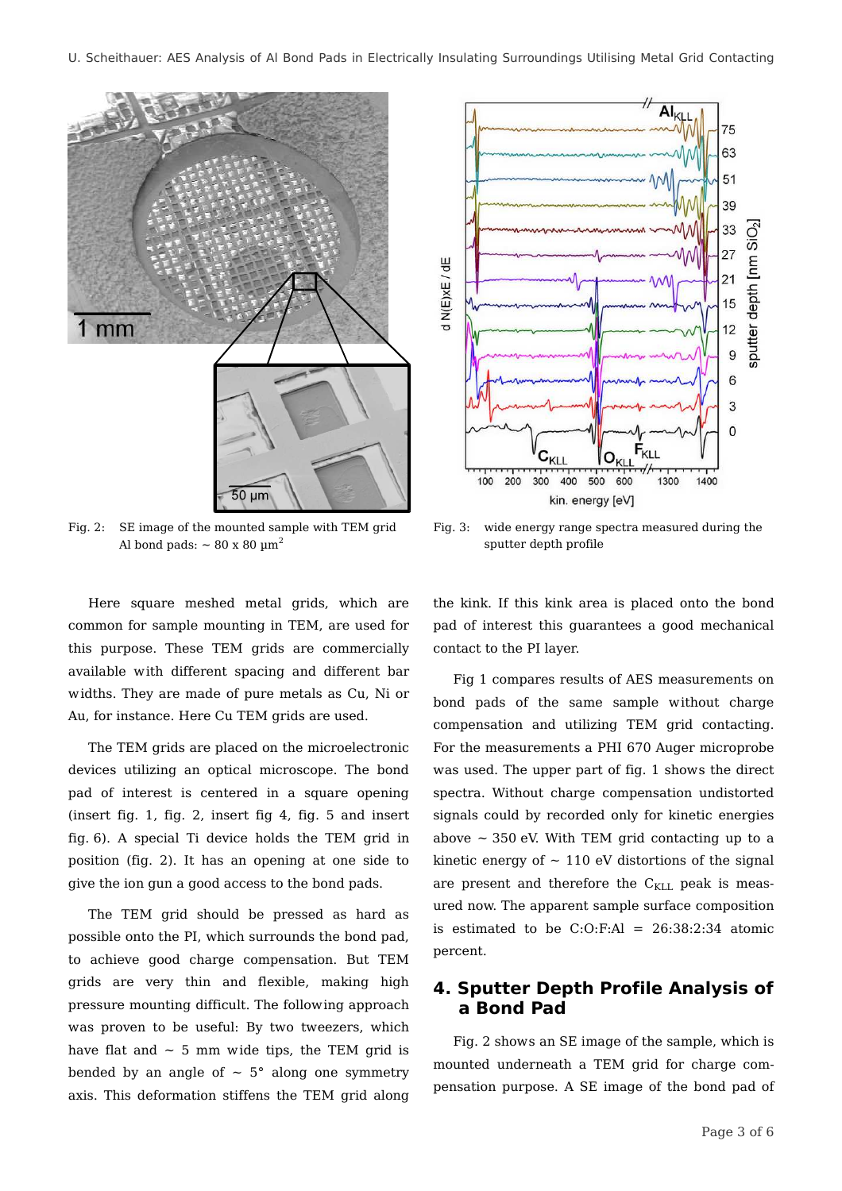1 mm

50 µm

Fig. 2: SE image of the mounted sample with TEM grid Al bond pads: ~ 80 x 80 µm$^2$

d N(E)xE / dE

$Al_{KLL}$

75
63
51
39
33
27
21
15
12
9
6
3
0

sputter depth [nm $SiO_2$]

$C_{KLL}$ $O_{KLL}$ $F_{KLL}$

100 200 300 400 500 600 1300 1400

kin. energy [eV]

Fig. 3: wide energy range spectra measured during the sputter depth profile

Here square meshed metal grids, which are common for sample mounting in TEM, are used for this purpose. These TEM grids are commercially available with different spacing and different bar widths. They are made of pure metals as Cu, Ni or Au, for instance. Here Cu TEM grids are used.

The TEM grids are placed on the microelectronic devices utilizing an optical microscope. The bond pad of interest is centered in a square opening (insert fig. 1, fig. 2, insert fig 4, fig. 5 and insert fig. 6). A special Ti device holds the TEM grid in position (fig. 2). It has an opening at one side to give the ion gun a good access to the bond pads.

The TEM grid should be pressed as hard as possible onto the PI, which surrounds the bond pad, to achieve good charge compensation. But TEM grids are very thin and flexible, making high pressure mounting difficult. The following approach was proven to be useful: By two tweezers, which have flat and ~ 5 mm wide tips, the TEM grid is bended by an angle of ~ 5° along one symmetry axis. This deformation stiffens the TEM grid along the kink. If this kink area is placed onto the bond pad of interest this guarantees a good mechanical contact to the PI layer.

Fig 1 compares results of AES measurements on bond pads of the same sample without charge compensation and utilizing TEM grid contacting. For the measurements a PHI 670 Auger microprobe was used. The upper part of fig. 1 shows the direct spectra. Without charge compensation undistorted signals could by recorded only for kinetic energies above ~ 350 eV. With TEM grid contacting up to a kinetic energy of ~ 110 eV distortions of the signal are present and therefore the $C_{KLL}$ peak is measured now. The apparent sample surface composition is estimated to be C:O:F:Al = 26:38:2:34 atomic percent.

## 4. Sputter Depth Profile Analysis of a Bond Pad

Fig. 2 shows an SE image of the sample, which is mounted underneath a TEM grid for charge compensation purpose. A SE image of the bond pad of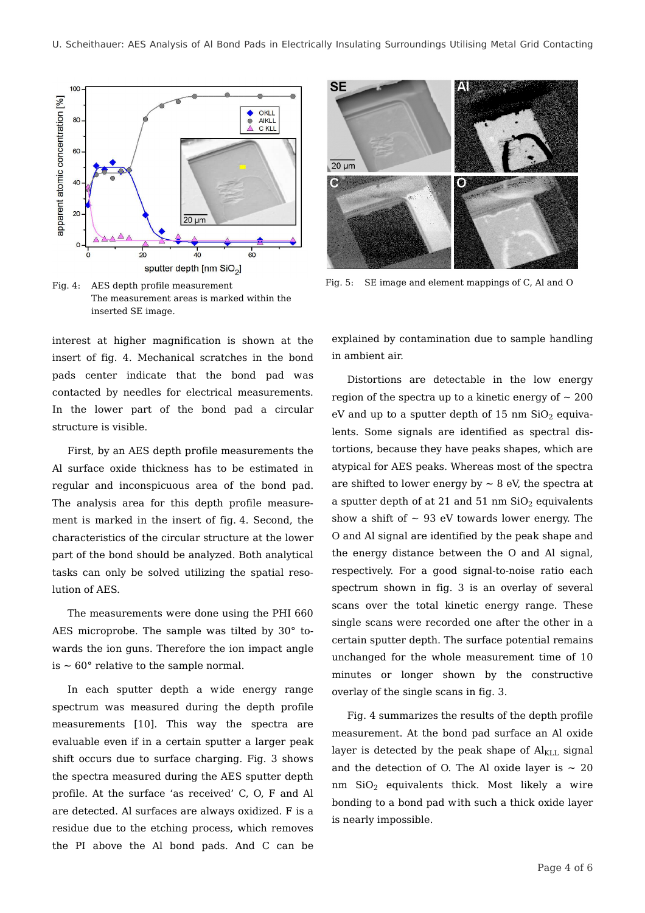100
80
60
40
20
0
apparent atomic concentration [%]
0
20
40
60
sputter depth [nm $SiO_2$]
OKLL
AlKLL
C KLL
20 µm

Fig. 4: AES depth profile measurement
The measurement areas is marked within the inserted SE image.

SE
Al
C
O
20 µm

Fig. 5: SE image and element mappings of C, Al and O

interest at higher magnification is shown at the insert of fig. 4. Mechanical scratches in the bond pads center indicate that the bond pad was contacted by needles for electrical measurements. In the lower part of the bond pad a circular structure is visible.

First, by an AES depth profile measurements the Al surface oxide thickness has to be estimated in regular and inconspicuous area of the bond pad. The analysis area for this depth profile measurement is marked in the insert of fig. 4. Second, the characteristics of the circular structure at the lower part of the bond should be analyzed. Both analytical tasks can only be solved utilizing the spatial resolution of AES.

The measurements were done using the PHI 660 AES microprobe. The sample was tilted by 30° towards the ion guns. Therefore the ion impact angle is ~ 60° relative to the sample normal.

In each sputter depth a wide energy range spectrum was measured during the depth profile measurements [10]. This way the spectra are evaluable even if in a certain sputter a larger peak shift occurs due to surface charging. Fig. 3 shows the spectra measured during the AES sputter depth profile. At the surface 'as received' C, O, F and Al are detected. Al surfaces are always oxidized. F is a residue due to the etching process, which removes the PI above the Al bond pads. And C can be explained by contamination due to sample handling in ambient air.

Distortions are detectable in the low energy region of the spectra up to a kinetic energy of ~ 200 eV and up to a sputter depth of 15 nm $SiO_2$ equivalents. Some signals are identified as spectral distortions, because they have peaks shapes, which are atypical for AES peaks. Whereas most of the spectra are shifted to lower energy by ~ 8 eV, the spectra at a sputter depth of at 21 and 51 nm $SiO_2$ equivalents show a shift of ~ 93 eV towards lower energy. The O and Al signal are identified by the peak shape and the energy distance between the O and Al signal, respectively. For a good signal-to-noise ratio each spectrum shown in fig. 3 is an overlay of several scans over the total kinetic energy range. These single scans were recorded one after the other in a certain sputter depth. The surface potential remains unchanged for the whole measurement time of 10 minutes or longer shown by the constructive overlay of the single scans in fig. 3.

Fig. 4 summarizes the results of the depth profile measurement. At the bond pad surface an Al oxide layer is detected by the peak shape of $Al_{KLL}$ signal and the detection of O. The Al oxide layer is ~ 20 nm $SiO_2$ equivalents thick. Most likely a wire bonding to a bond pad with such a thick oxide layer is nearly impossible.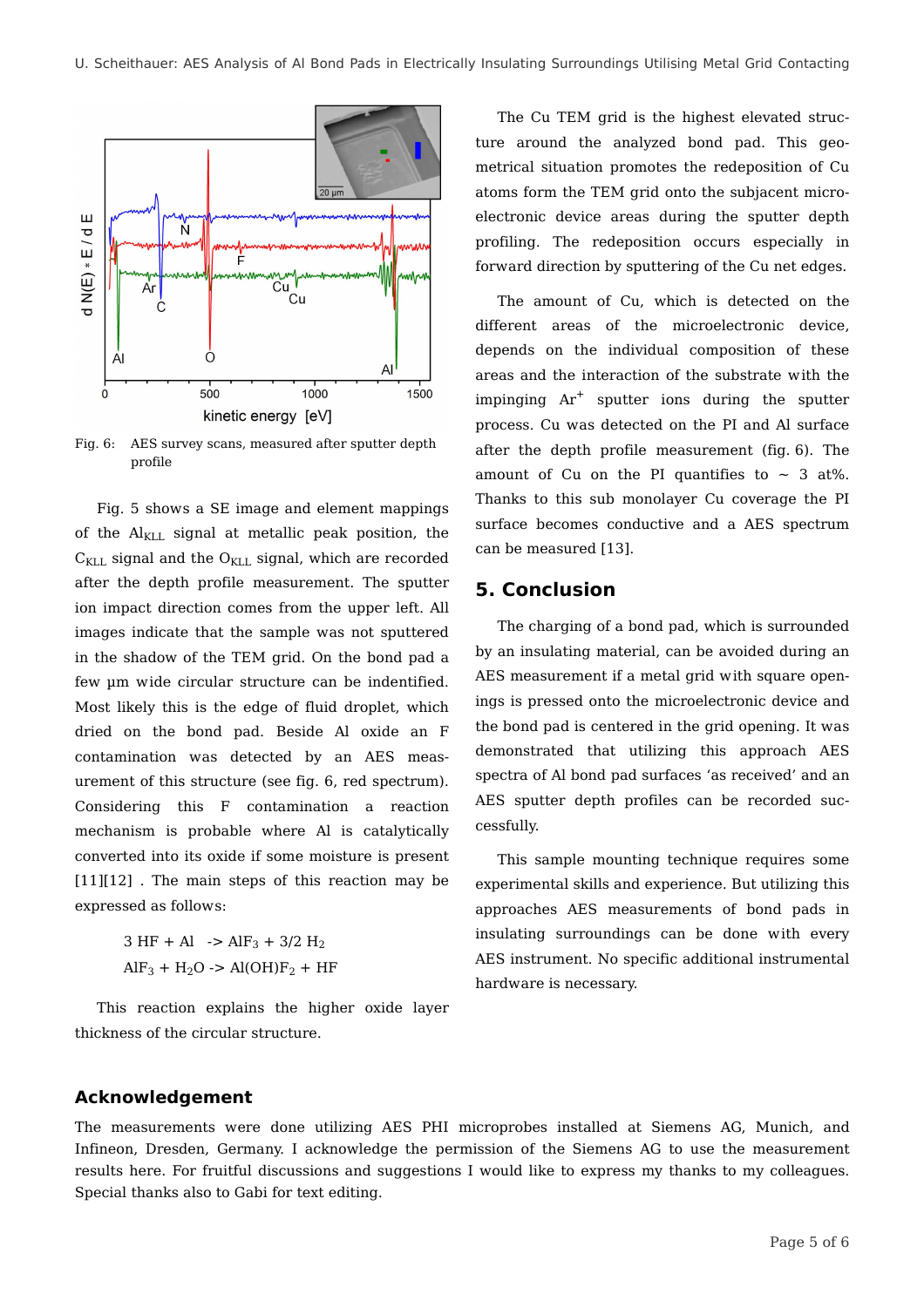d N(E) * E / d E

N

F

Ar

C

Cu

Cu

Al

O

Al

20 µm

0

500

1000

1500

kinetic energy [eV]

Fig. 6: AES survey scans, measured after sputter depth profile

Fig. 5 shows a SE image and element mappings of the $Al_{KLL}$ signal at metallic peak position, the $C_{KLL}$ signal and the $O_{KLL}$ signal, which are recorded after the depth profile measurement. The sputter ion impact direction comes from the upper left. All images indicate that the sample was not sputtered in the shadow of the TEM grid. On the bond pad a few µm wide circular structure can be indentified. Most likely this is the edge of fluid droplet, which dried on the bond pad. Beside Al oxide an F contamination was detected by an AES measurement of this structure (see fig. 6, red spectrum). Considering this F contamination a reaction mechanism is probable where Al is catalytically converted into its oxide if some moisture is present [11][12] . The main steps of this reaction may be expressed as follows:

$$3\ HF + Al \ \rightarrow AlF_3 + 3/2\ H_2$$

$$AlF_3 + H_2O \rightarrow Al(OH)F_2 + HF$$

This reaction explains the higher oxide layer thickness of the circular structure.

The Cu TEM grid is the highest elevated structure around the analyzed bond pad. This geometrical situation promotes the redeposition of Cu atoms form the TEM grid onto the subjacent microelectronic device areas during the sputter depth profiling. The redeposition occurs especially in forward direction by sputtering of the Cu net edges.

The amount of Cu, which is detected on the different areas of the microelectronic device, depends on the individual composition of these areas and the interaction of the substrate with the impinging $Ar^+$ sputter ions during the sputter process. Cu was detected on the PI and Al surface after the depth profile measurement (fig. 6). The amount of Cu on the PI quantifies to ~ 3 at%. Thanks to this sub monolayer Cu coverage the PI surface becomes conductive and a AES spectrum can be measured [13].

## 5. Conclusion

The charging of a bond pad, which is surrounded by an insulating material, can be avoided during an AES measurement if a metal grid with square openings is pressed onto the microelectronic device and the bond pad is centered in the grid opening. It was demonstrated that utilizing this approach AES spectra of Al bond pad surfaces 'as received' and an AES sputter depth profiles can be recorded successfully.

This sample mounting technique requires some experimental skills and experience. But utilizing this approaches AES measurements of bond pads in insulating surroundings can be done with every AES instrument. No specific additional instrumental hardware is necessary.

## Acknowledgement

The measurements were done utilizing AES PHI microprobes installed at Siemens AG, Munich, and Infineon, Dresden, Germany. I acknowledge the permission of the Siemens AG to use the measurement results here. For fruitful discussions and suggestions I would like to express my thanks to my colleagues. Special thanks also to Gabi for text editing.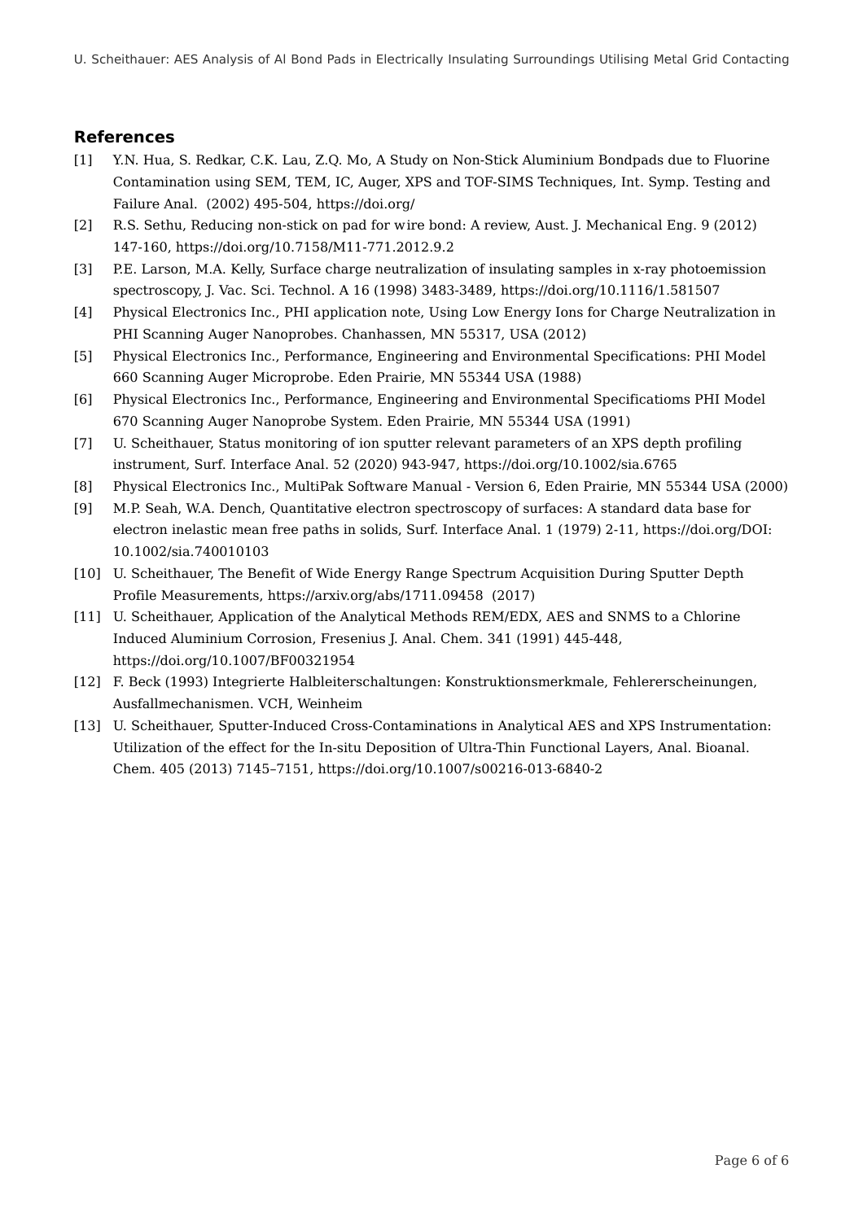## References

[1] Y.N. Hua, S. Redkar, C.K. Lau, Z.Q. Mo, A Study on Non-Stick Aluminium Bondpads due to Fluorine Contamination using SEM, TEM, IC, Auger, XPS and TOF-SIMS Techniques, Int. Symp. Testing and Failure Anal. (2002) 495-504, https://doi.org/

[2] R.S. Sethu, Reducing non-stick on pad for wire bond: A review, Aust. J. Mechanical Eng. 9 (2012) 147-160, https://doi.org/10.7158/M11-771.2012.9.2

[3] P.E. Larson, M.A. Kelly, Surface charge neutralization of insulating samples in x-ray photoemission spectroscopy, J. Vac. Sci. Technol. A 16 (1998) 3483-3489, https://doi.org/10.1116/1.581507

[4] Physical Electronics Inc., PHI application note, Using Low Energy Ions for Charge Neutralization in PHI Scanning Auger Nanoprobes. Chanhassen, MN 55317, USA (2012)

[5] Physical Electronics Inc., Performance, Engineering and Environmental Specifications: PHI Model 660 Scanning Auger Microprobe. Eden Prairie, MN 55344 USA (1988)

[6] Physical Electronics Inc., Performance, Engineering and Environmental Specificatioms PHI Model 670 Scanning Auger Nanoprobe System. Eden Prairie, MN 55344 USA (1991)

[7] U. Scheithauer, Status monitoring of ion sputter relevant parameters of an XPS depth profiling instrument, Surf. Interface Anal. 52 (2020) 943-947, https://doi.org/10.1002/sia.6765

[8] Physical Electronics Inc., MultiPak Software Manual - Version 6, Eden Prairie, MN 55344 USA (2000)

[9] M.P. Seah, W.A. Dench, Quantitative electron spectroscopy of surfaces: A standard data base for electron inelastic mean free paths in solids, Surf. Interface Anal. 1 (1979) 2-11, https://doi.org/DOI: 10.1002/sia.740010103

[10] U. Scheithauer, The Benefit of Wide Energy Range Spectrum Acquisition During Sputter Depth Profile Measurements, https://arxiv.org/abs/1711.09458 (2017)

[11] U. Scheithauer, Application of the Analytical Methods REM/EDX, AES and SNMS to a Chlorine Induced Aluminium Corrosion, Fresenius J. Anal. Chem. 341 (1991) 445-448, https://doi.org/10.1007/BF00321954

[12] F. Beck (1993) Integrierte Halbleiterschaltungen: Konstruktionsmerkmale, Fehlererscheinungen, Ausfallmechanismen. VCH, Weinheim

[13] U. Scheithauer, Sputter-Induced Cross-Contaminations in Analytical AES and XPS Instrumentation: Utilization of the effect for the In-situ Deposition of Ultra-Thin Functional Layers, Anal. Bioanal. Chem. 405 (2013) 7145–7151, https://doi.org/10.1007/s00216-013-6840-2